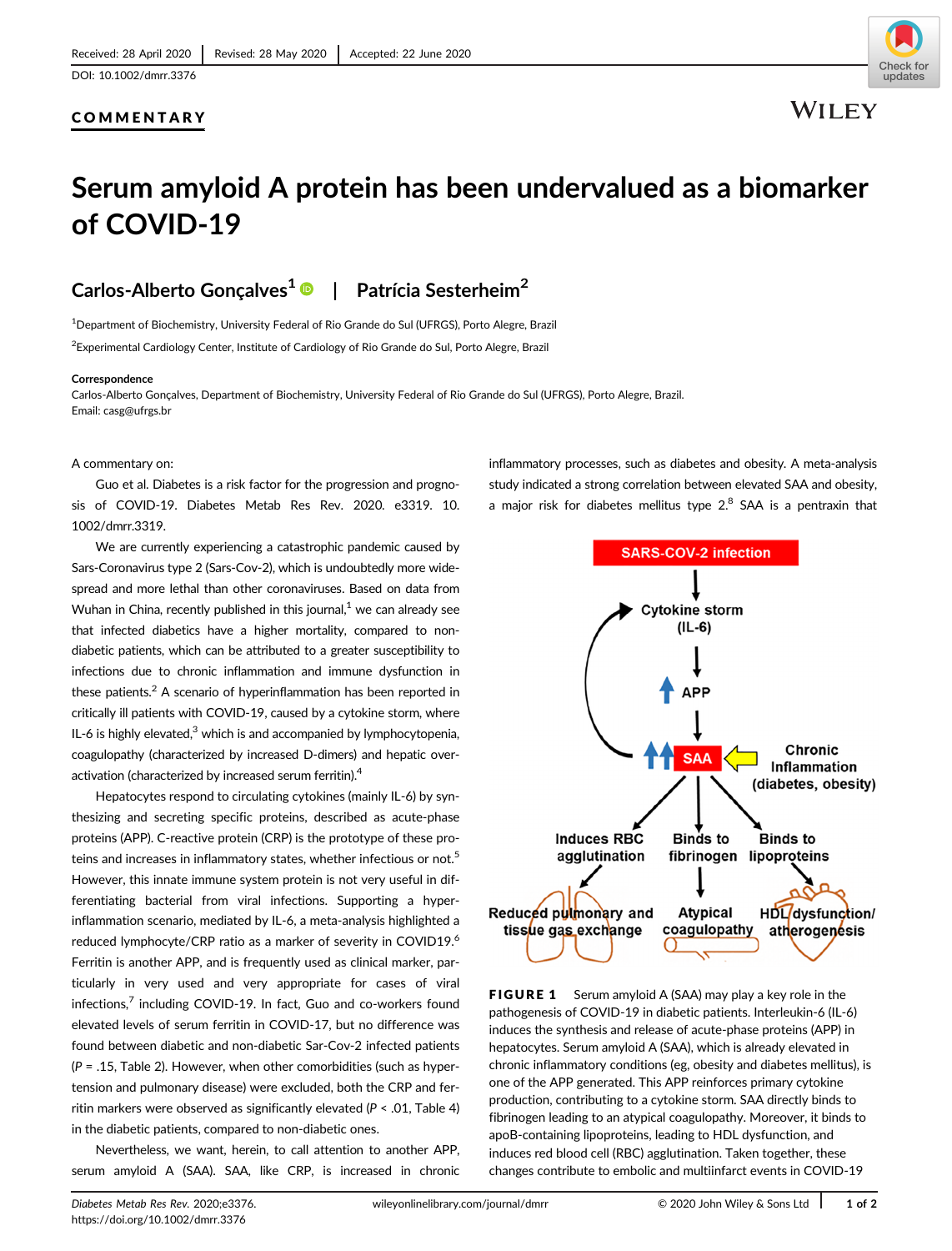Received: 28 April 2020 | Revised: 28 May 2020 | Accepted: 22 June 2020

DOI: 10.1002/dmrr.3376

**COMMENTARY**

# Serum amyloid A protein has been undervalued as a biomarker of COVID-19

**Carlos-Alberto Gonçalves**[1] | **Patrícia Sesterheim**[2]

[1]Department of Biochemistry, University Federal of Rio Grande do Sul (UFRGS), Porto Alegre, Brazil

[2]Experimental Cardiology Center, Institute of Cardiology of Rio Grande do Sul, Porto Alegre, Brazil

**Correspondence**

Carlos-Alberto Gonçalves, Department of Biochemistry, University Federal of Rio Grande do Sul (UFRGS), Porto Alegre, Brazil.
Email: casg@ufrgs.br

A commentary on:

Guo et al. Diabetes is a risk factor for the progression and prognosis of COVID-19. Diabetes Metab Res Rev. 2020. e3319. 10.1002/dmrr.3319.

We are currently experiencing a catastrophic pandemic caused by Sars-Coronavirus type 2 (Sars-Cov-2), which is undoubtedly more widespread and more lethal than other coronaviruses. Based on data from Wuhan in China, recently published in this journal,[1] we can already see that infected diabetics have a higher mortality, compared to non-diabetic patients, which can be attributed to a greater susceptibility to infections due to chronic inflammation and immune dysfunction in these patients.[2] A scenario of hyperinflammation has been reported in critically ill patients with COVID-19, caused by a cytokine storm, where IL-6 is highly elevated,[3] which is and accompanied by lymphocytopenia, coagulopathy (characterized by increased D-dimers) and hepatic over-activation (characterized by increased serum ferritin).[4]

Hepatocytes respond to circulating cytokines (mainly IL-6) by synthesizing and secreting specific proteins, described as acute-phase proteins (APP). C-reactive protein (CRP) is the prototype of these proteins and increases in inflammatory states, whether infectious or not.[5] However, this innate immune system protein is not very useful in differentiating bacterial from viral infections. Supporting a hyper-inflammation scenario, mediated by IL-6, a meta-analysis highlighted a reduced lymphocyte/CRP ratio as a marker of severity in COVID19.[6] Ferritin is another APP, and is frequently used as clinical marker, particularly in very used and very appropriate for cases of viral infections,[7] including COVID-19. In fact, Guo and co-workers found elevated levels of serum ferritin in COVID-17, but no difference was found between diabetic and non-diabetic Sar-Cov-2 infected patients ($P$ = .15, Table 2). However, when other comorbidities (such as hypertension and pulmonary disease) were excluded, both the CRP and ferritin markers were observed as significantly elevated ($P$ < .01, Table 4) in the diabetic patients, compared to non-diabetic ones.

Nevertheless, we want, herein, to call attention to another APP, serum amyloid A (SAA). SAA, like CRP, is increased in chronic inflammatory processes, such as diabetes and obesity. A meta-analysis study indicated a strong correlation between elevated SAA and obesity, a major risk for diabetes mellitus type 2.[8] SAA is a pentraxin that

**FIGURE 1** Serum amyloid A (SAA) may play a key role in the pathogenesis of COVID-19 in diabetic patients. Interleukin-6 (IL-6) induces the synthesis and release of acute-phase proteins (APP) in hepatocytes. Serum amyloid A (SAA), which is already elevated in chronic inflammatory conditions (eg, obesity and diabetes mellitus), is one of the APP generated. This APP reinforces primary cytokine production, contributing to a cytokine storm. SAA directly binds to fibrinogen leading to an atypical coagulopathy. Moreover, it binds to apoB-containing lipoproteins, leading to HDL dysfunction, and induces red blood cell (RBC) agglutination. Taken together, these changes contribute to embolic and multiinfarct events in COVID-19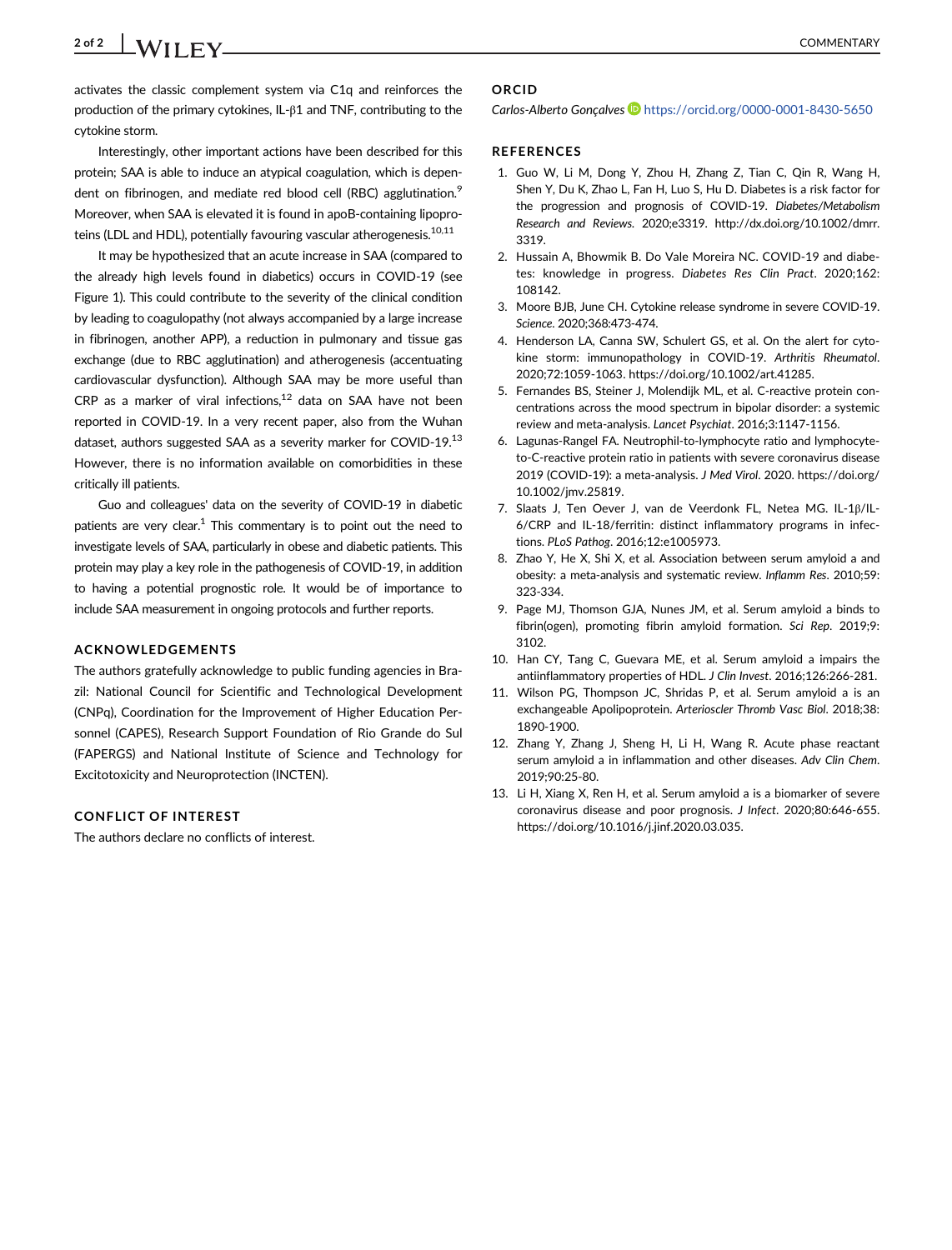activates the classic complement system via C1q and reinforces the production of the primary cytokines, IL-β1 and TNF, contributing to the cytokine storm.

Interestingly, other important actions have been described for this protein; SAA is able to induce an atypical coagulation, which is dependent on fibrinogen, and mediate red blood cell (RBC) agglutination.[9] Moreover, when SAA is elevated it is found in apoB-containing lipoproteins (LDL and HDL), potentially favouring vascular atherogenesis.[10,11]

It may be hypothesized that an acute increase in SAA (compared to the already high levels found in diabetics) occurs in COVID-19 (see Figure 1). This could contribute to the severity of the clinical condition by leading to coagulopathy (not always accompanied by a large increase in fibrinogen, another APP), a reduction in pulmonary and tissue gas exchange (due to RBC agglutination) and atherogenesis (accentuating cardiovascular dysfunction). Although SAA may be more useful than CRP as a marker of viral infections,[12] data on SAA have not been reported in COVID-19. In a very recent paper, also from the Wuhan dataset, authors suggested SAA as a severity marker for COVID-19.[13] However, there is no information available on comorbidities in these critically ill patients.

Guo and colleagues' data on the severity of COVID-19 in diabetic patients are very clear.[1] This commentary is to point out the need to investigate levels of SAA, particularly in obese and diabetic patients. This protein may play a key role in the pathogenesis of COVID-19, in addition to having a potential prognostic role. It would be of importance to include SAA measurement in ongoing protocols and further reports.

## ACKNOWLEDGEMENTS

The authors gratefully acknowledge to public funding agencies in Brazil: National Council for Scientific and Technological Development (CNPq), Coordination for the Improvement of Higher Education Personnel (CAPES), Research Support Foundation of Rio Grande do Sul (FAPERGS) and National Institute of Science and Technology for Excitotoxicity and Neuroprotection (INCTEN).

## CONFLICT OF INTEREST

The authors declare no conflicts of interest.

## ORCID

*Carlos-Alberto Gonçalves* https://orcid.org/0000-0001-8430-5650

## REFERENCES

1. Guo W, Li M, Dong Y, Zhou H, Zhang Z, Tian C, Qin R, Wang H, Shen Y, Du K, Zhao L, Fan H, Luo S, Hu D. Diabetes is a risk factor for the progression and prognosis of COVID-19. *Diabetes/Metabolism Research and Reviews*. 2020;e3319. http://dx.doi.org/10.1002/dmrr.3319.
2. Hussain A, Bhowmik B. Do Vale Moreira NC. COVID-19 and diabetes: knowledge in progress. *Diabetes Res Clin Pract*. 2020;162:108142.
3. Moore BJB, June CH. Cytokine release syndrome in severe COVID-19. *Science*. 2020;368:473-474.
4. Henderson LA, Canna SW, Schulert GS, et al. On the alert for cytokine storm: immunopathology in COVID-19. *Arthritis Rheumatol*. 2020;72:1059-1063. https://doi.org/10.1002/art.41285.
5. Fernandes BS, Steiner J, Molendijk ML, et al. C-reactive protein concentrations across the mood spectrum in bipolar disorder: a systemic review and meta-analysis. *Lancet Psychiat*. 2016;3:1147-1156.
6. Lagunas-Rangel FA. Neutrophil-to-lymphocyte ratio and lymphocyte-to-C-reactive protein ratio in patients with severe coronavirus disease 2019 (COVID-19): a meta-analysis. *J Med Virol*. 2020. https://doi.org/10.1002/jmv.25819.
7. Slaats J, Ten Oever J, van de Veerdonk FL, Netea MG. IL-1β/IL-6/CRP and IL-18/ferritin: distinct inflammatory programs in infections. *PLoS Pathog*. 2016;12:e1005973.
8. Zhao Y, He X, Shi X, et al. Association between serum amyloid a and obesity: a meta-analysis and systematic review. *Inflamm Res*. 2010;59:323-334.
9. Page MJ, Thomson GJA, Nunes JM, et al. Serum amyloid a binds to fibrin(ogen), promoting fibrin amyloid formation. *Sci Rep*. 2019;9:3102.
10. Han CY, Tang C, Guevara ME, et al. Serum amyloid a impairs the antiinflammatory properties of HDL. *J Clin Invest*. 2016;126:266-281.
11. Wilson PG, Thompson JC, Shridas P, et al. Serum amyloid a is an exchangeable Apolipoprotein. *Arterioscler Thromb Vasc Biol*. 2018;38:1890-1900.
12. Zhang Y, Zhang J, Sheng H, Li H, Wang R. Acute phase reactant serum amyloid a in inflammation and other diseases. *Adv Clin Chem*. 2019;90:25-80.
13. Li H, Xiang X, Ren H, et al. Serum amyloid a is a biomarker of severe coronavirus disease and poor prognosis. *J Infect*. 2020;80:646-655. https://doi.org/10.1016/j.jinf.2020.03.035.